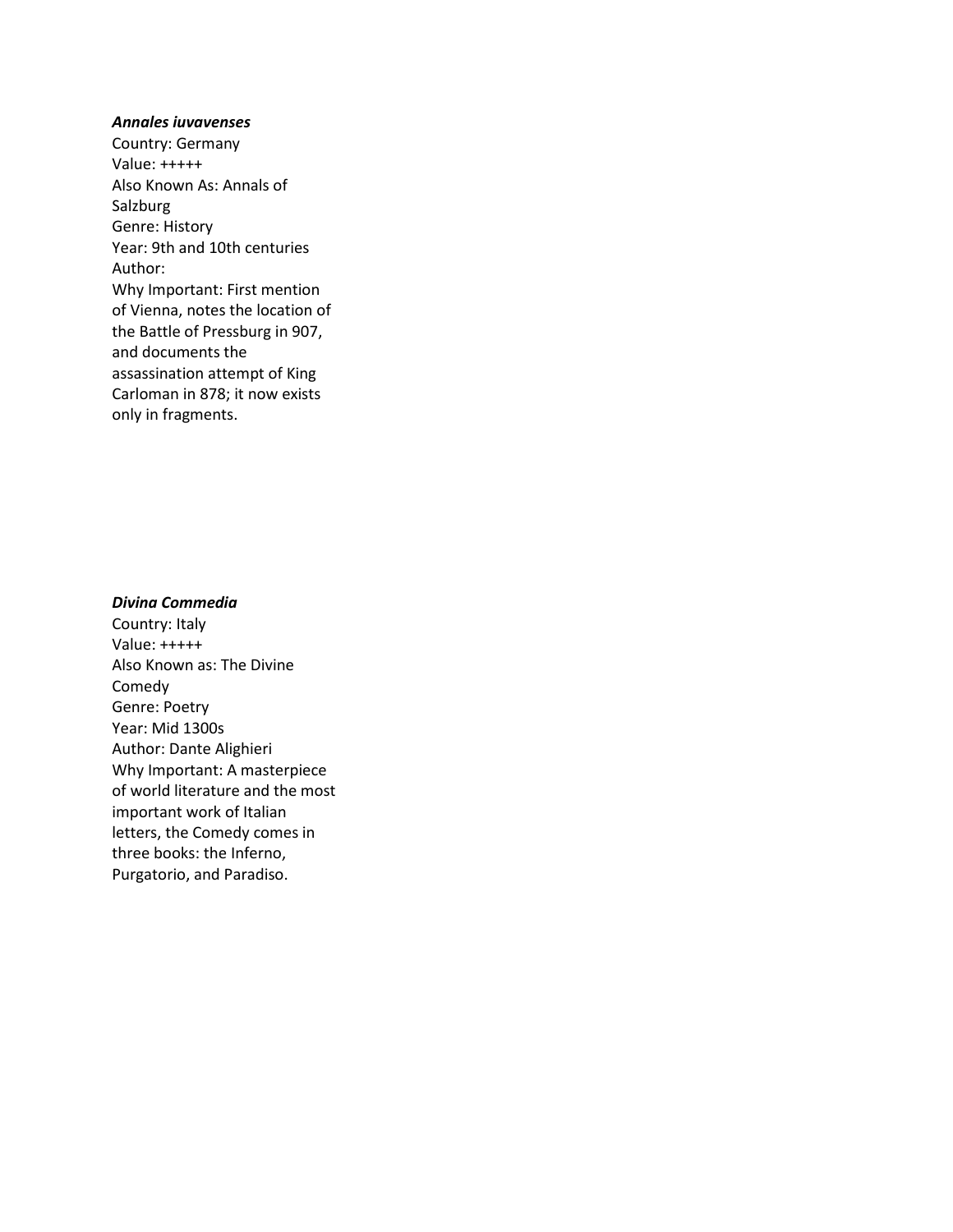***Annales iuvavenses***

Country: Germany
Value: +++++
Also Known As: Annals of Salzburg
Genre: History
Year: 9th and 10th centuries
Author:
Why Important: First mention of Vienna, notes the location of the Battle of Pressburg in 907, and documents the assassination attempt of King Carloman in 878; it now exists only in fragments.

***Divina Commedia***

Country: Italy
Value: +++++
Also Known as: The Divine Comedy
Genre: Poetry
Year: Mid 1300s
Author: Dante Alighieri
Why Important: A masterpiece of world literature and the most important work of Italian letters, the Comedy comes in three books: the Inferno, Purgatorio, and Paradiso.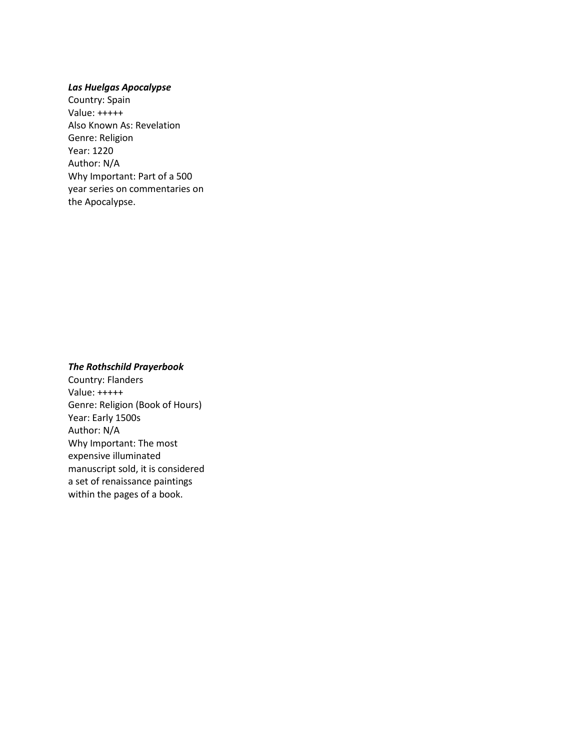***Las Huelgas Apocalypse***

Country: Spain
Value: +++++
Also Known As: Revelation
Genre: Religion
Year: 1220
Author: N/A
Why Important: Part of a 500 year series on commentaries on the Apocalypse.

***The Rothschild Prayerbook***

Country: Flanders
Value: +++++
Genre: Religion (Book of Hours)
Year: Early 1500s
Author: N/A
Why Important: The most expensive illuminated manuscript sold, it is considered a set of renaissance paintings within the pages of a book.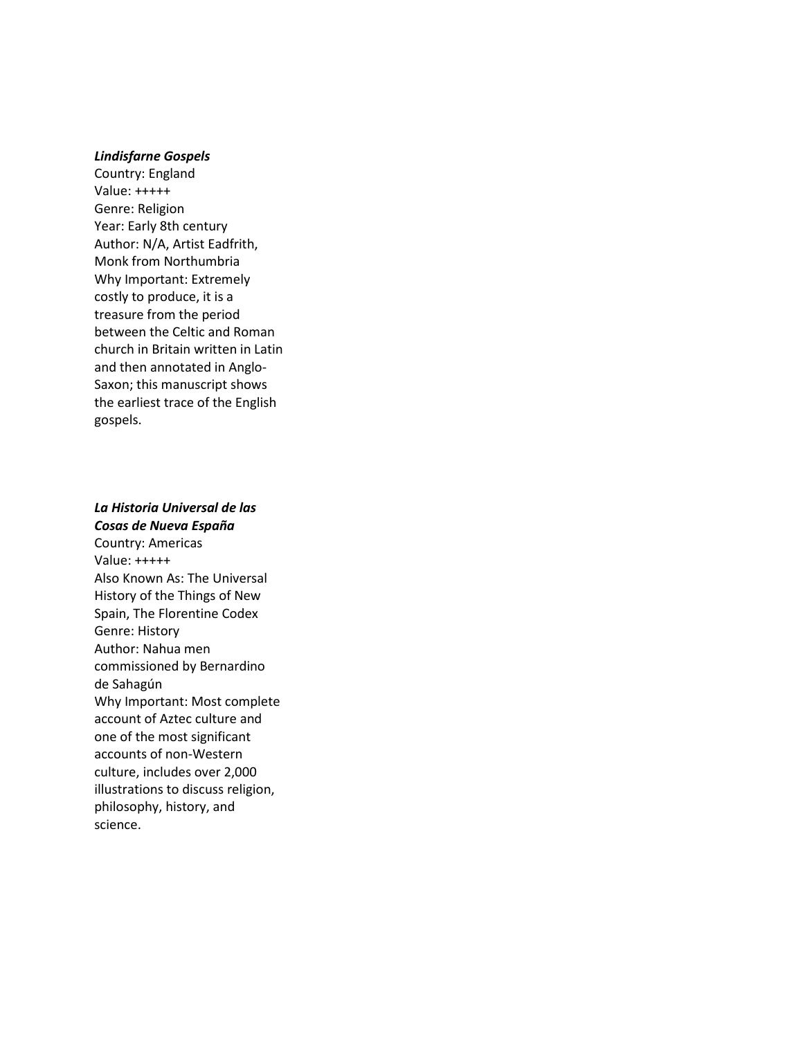***Lindisfarne Gospels***
Country: England
Value: +++++
Genre: Religion
Year: Early 8th century
Author: N/A, Artist Eadfrith, Monk from Northumbria
Why Important: Extremely costly to produce, it is a treasure from the period between the Celtic and Roman church in Britain written in Latin and then annotated in Anglo-Saxon; this manuscript shows the earliest trace of the English gospels.

***La Historia Universal de las Cosas de Nueva España***
Country: Americas
Value: +++++
Also Known As: The Universal History of the Things of New Spain, The Florentine Codex
Genre: History
Author: Nahua men commissioned by Bernardino de Sahagún
Why Important: Most complete account of Aztec culture and one of the most significant accounts of non-Western culture, includes over 2,000 illustrations to discuss religion, philosophy, history, and science.